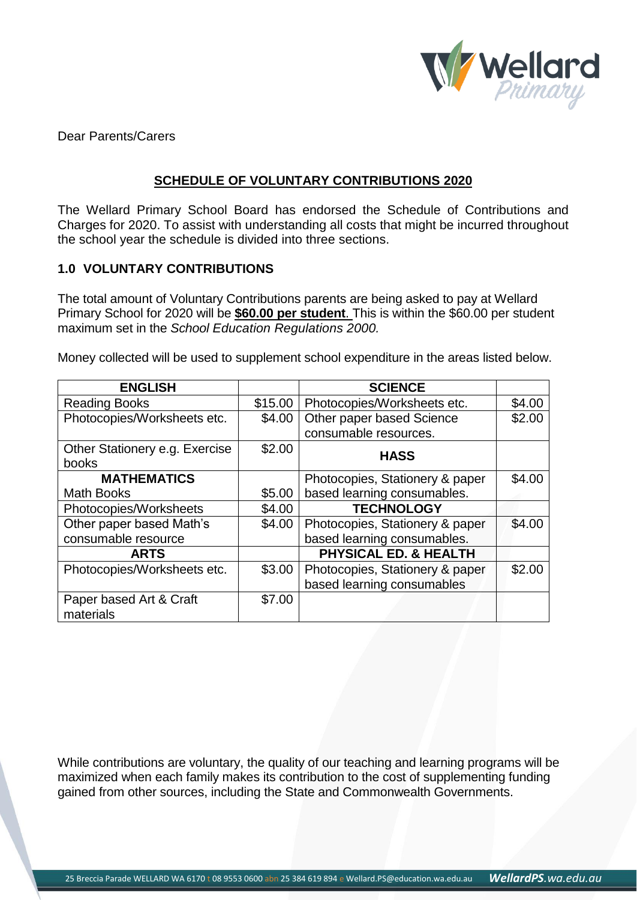Dear Parents/Carers

## SCHEDULE OF VOLUNTARY CONTRIBUTIONS 2020

The Wellard Primary School Board has endorsed the Schedule of Contributions and Charges for 2020. To assist with understanding all costs that might be incurred throughout the school year the schedule is divided into three sections.

### 1.0 VOLUNTARY CONTRIBUTIONS

The total amount of Voluntary Contributions parents are being asked to pay at Wellard Primary School for 2020 will be **$60.00 per student**. This is within the $60.00 per student maximum set in the *School Education Regulations 2000.*

Money collected will be used to supplement school expenditure in the areas listed below.

| ENGLISH | | SCIENCE | |
|---|---|---|---|
| Reading Books | $15.00 | Photocopies/Worksheets etc. | $4.00 |
| Photocopies/Worksheets etc. | $4.00 | Other paper based Science consumable resources. | $2.00 |
| Other Stationery e.g. Exercise books | $2.00 | **HASS** | |
| **MATHEMATICS** Math Books | $5.00 | Photocopies, Stationery & paper based learning consumables. | $4.00 |
| Photocopies/Worksheets | $4.00 | **TECHNOLOGY** | |
| Other paper based Math's consumable resource | $4.00 | Photocopies, Stationery & paper based learning consumables. | $4.00 |
| **ARTS** | | **PHYSICAL ED. & HEALTH** | |
| Photocopies/Worksheets etc. | $3.00 | Photocopies, Stationery & paper based learning consumables | $2.00 |
| Paper based Art & Craft materials | $7.00 | | |

While contributions are voluntary, the quality of our teaching and learning programs will be maximized when each family makes its contribution to the cost of supplementing funding gained from other sources, including the State and Commonwealth Governments.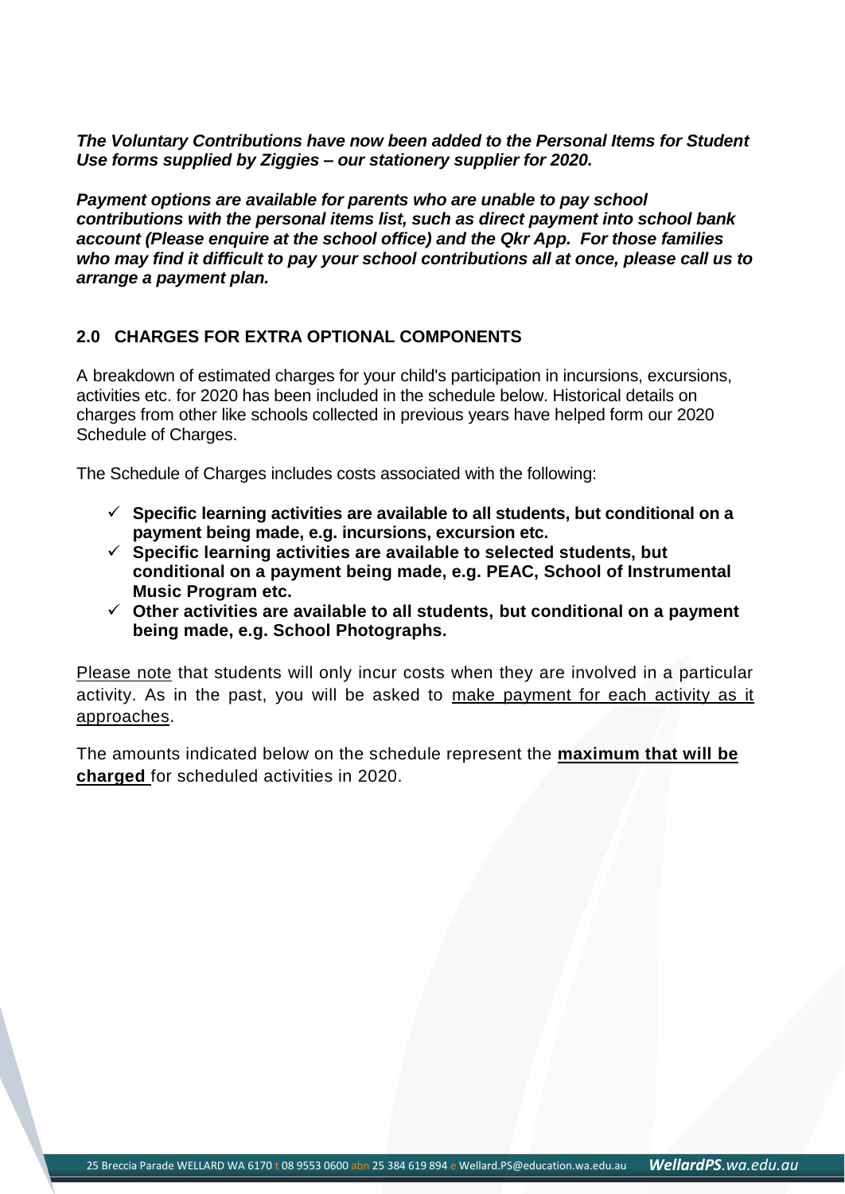***The Voluntary Contributions have now been added to the Personal Items for Student Use forms supplied by Ziggies – our stationery supplier for 2020.***

***Payment options are available for parents who are unable to pay school contributions with the personal items list, such as direct payment into school bank account (Please enquire at the school office) and the Qkr App. For those families who may find it difficult to pay your school contributions all at once, please call us to arrange a payment plan.***

## 2.0 CHARGES FOR EXTRA OPTIONAL COMPONENTS

A breakdown of estimated charges for your child's participation in incursions, excursions, activities etc. for 2020 has been included in the schedule below. Historical details on charges from other like schools collected in previous years have helped form our 2020 Schedule of Charges.

The Schedule of Charges includes costs associated with the following:

- ✓ **Specific learning activities are available to all students, but conditional on a payment being made, e.g. incursions, excursion etc.**
- ✓ **Specific learning activities are available to selected students, but conditional on a payment being made, e.g. PEAC, School of Instrumental Music Program etc.**
- ✓ **Other activities are available to all students, but conditional on a payment being made, e.g. School Photographs.**

Please note that students will only incur costs when they are involved in a particular activity. As in the past, you will be asked to make payment for each activity as it approaches.

The amounts indicated below on the schedule represent the **maximum that will be charged** for scheduled activities in 2020.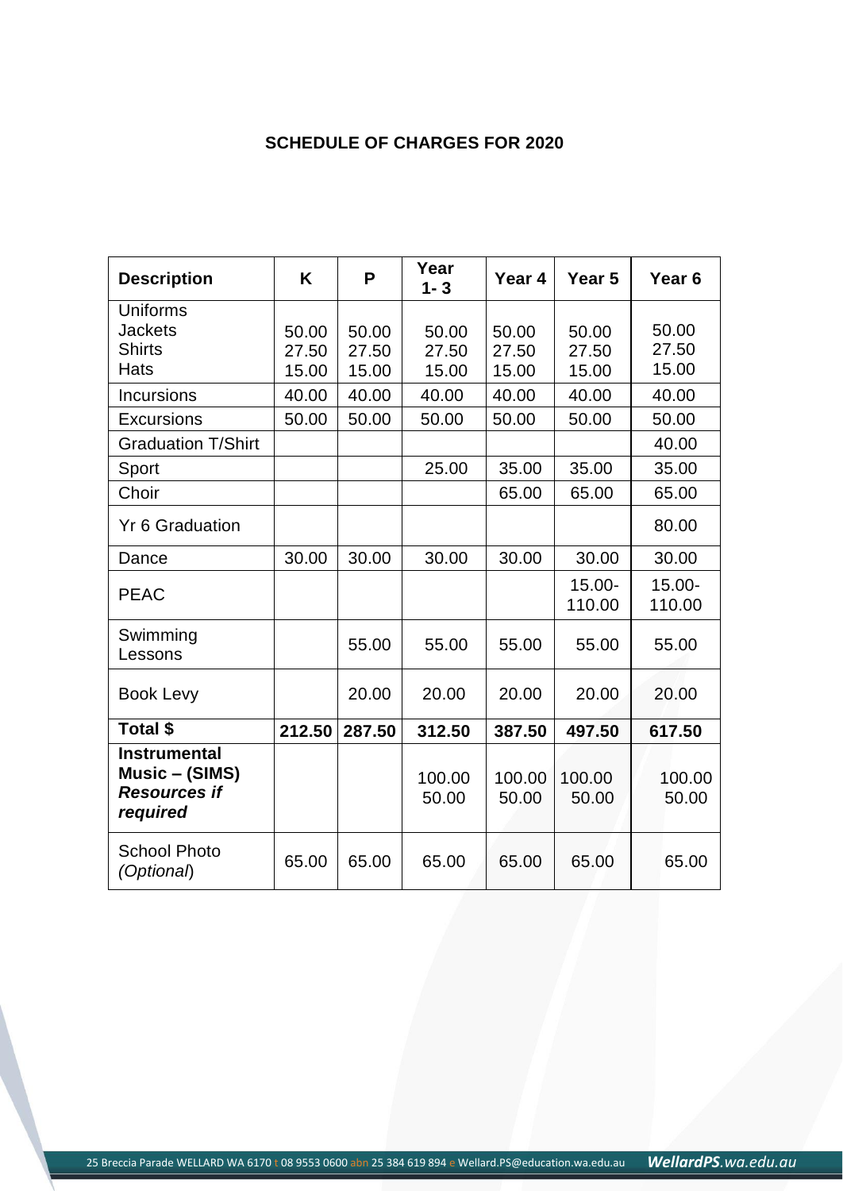**SCHEDULE OF CHARGES FOR 2020**

| Description | K | P | Year 1- 3 | Year 4 | Year 5 | Year 6 |
|---|---|---|---|---|---|---|
| Uniforms<br>Jackets<br>Shirts<br>Hats | <br>50.00<br>27.50<br>15.00 | <br>50.00<br>27.50<br>15.00 | <br>50.00<br>27.50<br>15.00 | <br>50.00<br>27.50<br>15.00 | <br>50.00<br>27.50<br>15.00 | <br>50.00<br>27.50<br>15.00 |
| Incursions | 40.00 | 40.00 | 40.00 | 40.00 | 40.00 | 40.00 |
| Excursions | 50.00 | 50.00 | 50.00 | 50.00 | 50.00 | 50.00 |
| Graduation T/Shirt | | | | | | 40.00 |
| Sport | | | 25.00 | 35.00 | 35.00 | 35.00 |
| Choir | | | | 65.00 | 65.00 | 65.00 |
| Yr 6 Graduation | | | | | | 80.00 |
| Dance | 30.00 | 30.00 | 30.00 | 30.00 | 30.00 | 30.00 |
| PEAC | | | | | 15.00-110.00 | 15.00-110.00 |
| Swimming Lessons | | 55.00 | 55.00 | 55.00 | 55.00 | 55.00 |
| Book Levy | | 20.00 | 20.00 | 20.00 | 20.00 | 20.00 |
| **Total $** | **212.50** | **287.50** | **312.50** | **387.50** | **497.50** | **617.50** |
| **Instrumental Music – (SIMS)**<br>***Resources if required*** | | | 100.00<br>50.00 | 100.00<br>50.00 | 100.00<br>50.00 | 100.00<br>50.00 |
| School Photo *(Optional)* | 65.00 | 65.00 | 65.00 | 65.00 | 65.00 | 65.00 |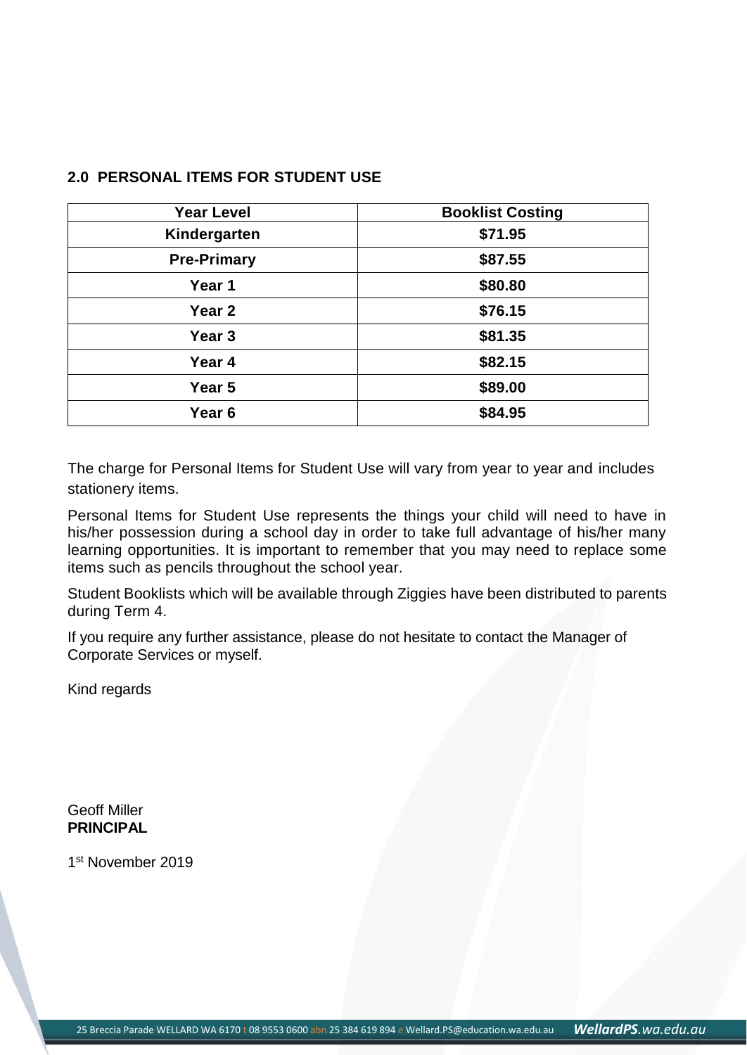## 2.0 PERSONAL ITEMS FOR STUDENT USE

| Year Level | Booklist Costing |
|---|---|
| Kindergarten | $71.95 |
| Pre-Primary | $87.55 |
| Year 1 | $80.80 |
| Year 2 | $76.15 |
| Year 3 | $81.35 |
| Year 4 | $82.15 |
| Year 5 | $89.00 |
| Year 6 | $84.95 |

The charge for Personal Items for Student Use will vary from year to year and includes stationery items.

Personal Items for Student Use represents the things your child will need to have in his/her possession during a school day in order to take full advantage of his/her many learning opportunities. It is important to remember that you may need to replace some items such as pencils throughout the school year.

Student Booklists which will be available through Ziggies have been distributed to parents during Term 4.

If you require any further assistance, please do not hesitate to contact the Manager of Corporate Services or myself.

Kind regards

Geoff Miller
**PRINCIPAL**

1st November 2019

25 Breccia Parade WELLARD WA 6170 t 08 9553 0600 abn 25 384 619 894 e Wellard.PS@education.wa.edu.au ***WellardPS**.wa.edu.au*